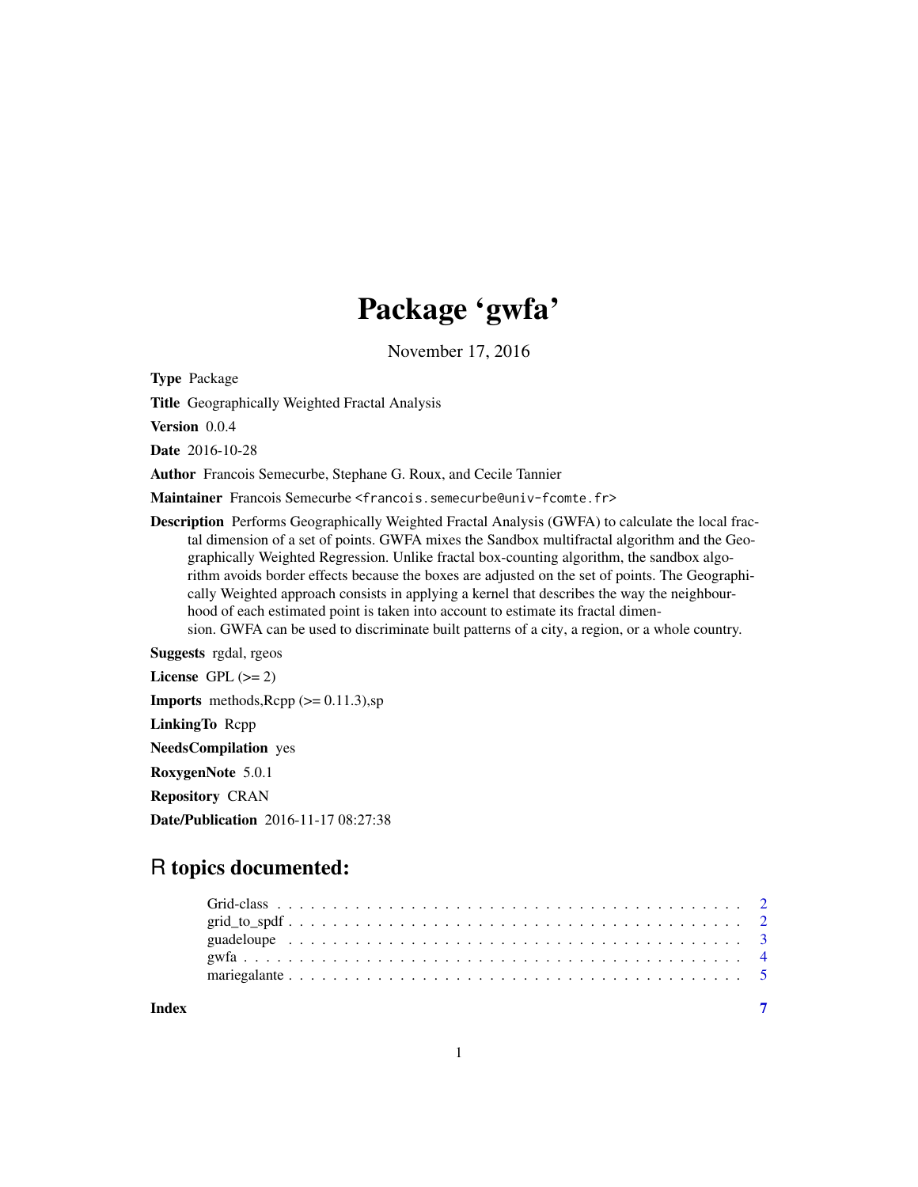# Package 'gwfa'

November 17, 2016

**Type** Package

**Title** Geographically Weighted Fractal Analysis

**Version** 0.0.4

**Date** 2016-10-28

**Author** Francois Semecurbe, Stephane G. Roux, and Cecile Tannier

**Maintainer** Francois Semecurbe <francois.semecurbe@univ-fcomte.fr>

**Description** Performs Geographically Weighted Fractal Analysis (GWFA) to calculate the local fractal dimension of a set of points. GWFA mixes the Sandbox multifractal algorithm and the Geographically Weighted Regression. Unlike fractal box-counting algorithm, the sandbox algorithm avoids border effects because the boxes are adjusted on the set of points. The Geographically Weighted approach consists in applying a kernel that describes the way the neighbourhood of each estimated point is taken into account to estimate its fractal dimension. GWFA can be used to discriminate built patterns of a city, a region, or a whole country.

**Suggests** rgdal, rgeos

**License** GPL (>= 2)

**Imports** methods,Rcpp (>= 0.11.3),sp

**LinkingTo** Rcpp

**NeedsCompilation** yes

**RoxygenNote** 5.0.1

**Repository** CRAN

**Date/Publication** 2016-11-17 08:27:38

## R topics documented:

- Grid-class . . . . . . . . . . . . . . . . . . . . . . . . . . . . . . . . . . . . . . . . . 2
- grid_to_spdf . . . . . . . . . . . . . . . . . . . . . . . . . . . . . . . . . . . . . . . 2
- guadeloupe . . . . . . . . . . . . . . . . . . . . . . . . . . . . . . . . . . . . . . . . 3
- gwfa . . . . . . . . . . . . . . . . . . . . . . . . . . . . . . . . . . . . . . . . . . . . 4
- mariegalante . . . . . . . . . . . . . . . . . . . . . . . . . . . . . . . . . . . . . . . 5

**Index** 7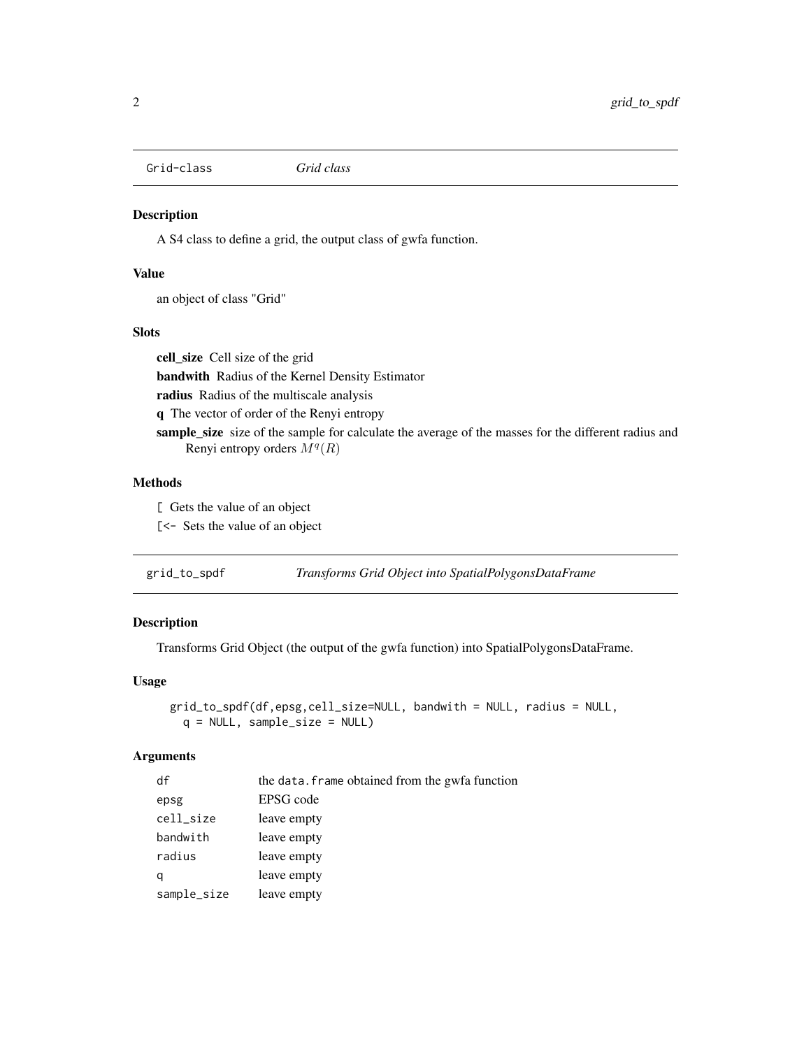## Grid-class *Grid class*

### Description

A S4 class to define a grid, the output class of gwfa function.

### Value

an object of class "Grid"

### Slots

**cell_size** Cell size of the grid

**bandwith** Radius of the Kernel Density Estimator

**radius** Radius of the multiscale analysis

**q** The vector of order of the Renyi entropy

**sample_size** size of the sample for calculate the average of the masses for the different radius and Renyi entropy orders $M^q(R)$

### Methods

`[` Gets the value of an object

`[<-` Sets the value of an object

## grid_to_spdf *Transforms Grid Object into SpatialPolygonsDataFrame*

### Description

Transforms Grid Object (the output of the gwfa function) into SpatialPolygonsDataFrame.

### Usage

```
grid_to_spdf(df,epsg,cell_size=NULL, bandwith = NULL, radius = NULL,
  q = NULL, sample_size = NULL)
```

### Arguments

| | |
|---|---|
| `df` | the `data.frame` obtained from the gwfa function |
| `epsg` | EPSG code |
| `cell_size` | leave empty |
| `bandwith` | leave empty |
| `radius` | leave empty |
| `q` | leave empty |
| `sample_size` | leave empty |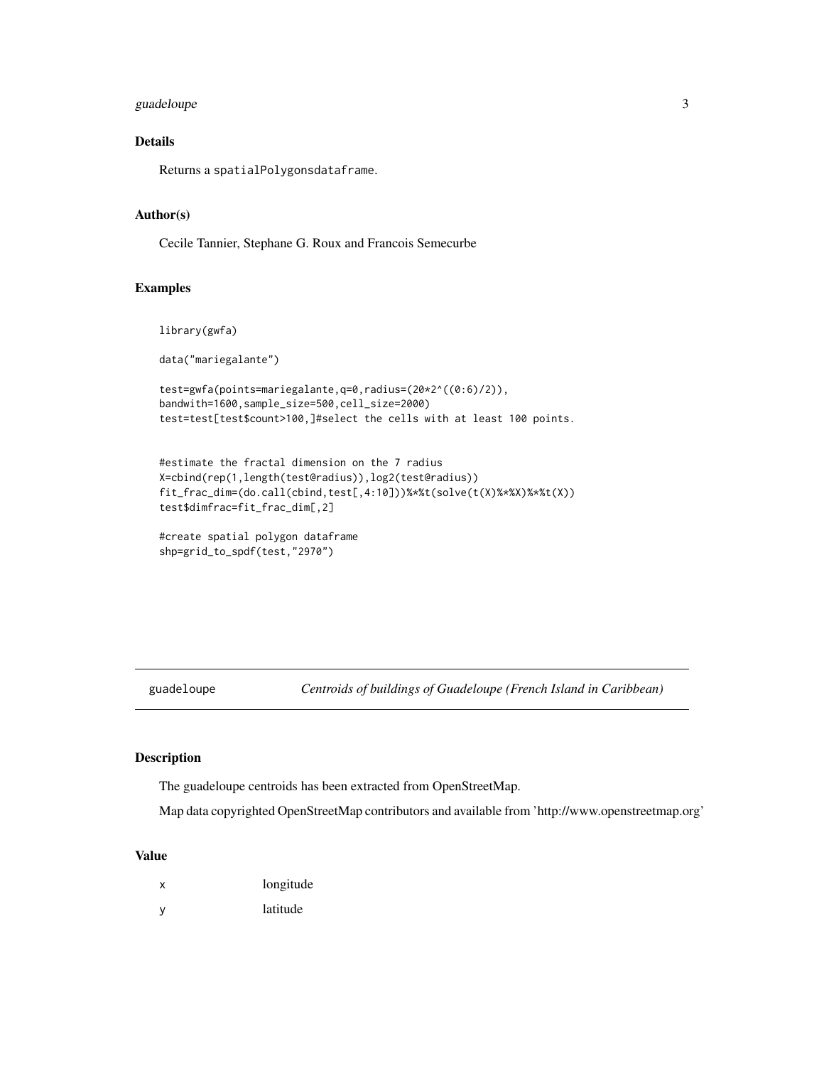## Details

Returns a `spatialPolygonsdataframe`.

## Author(s)

Cecile Tannier, Stephane G. Roux and Francois Semecurbe

## Examples

```
library(gwfa)

data("mariegalante")

test=gwfa(points=mariegalante,q=0,radius=(20*2^((0:6)/2)),
bandwith=1600,sample_size=500,cell_size=2000)
test=test[test$count>100,]#select the cells with at least 100 points.


#estimate the fractal dimension on the 7 radius
X=cbind(rep(1,length(test@radius)),log2(test@radius))
fit_frac_dim=(do.call(cbind,test[,4:10]))%*%t(solve(t(X)%*%X)%*%t(X))
test$dimfrac=fit_frac_dim[,2]

#create spatial polygon dataframe
shp=grid_to_spdf(test,"2970")
```

---

# guadeloupe — *Centroids of buildings of Guadeloupe (French Island in Caribbean)*

## Description

The guadeloupe centroids has been extracted from OpenStreetMap.

Map data copyrighted OpenStreetMap contributors and available from 'http://www.openstreetmap.org'

## Value

| | |
|---|---|
| x | longitude |
| y | latitude |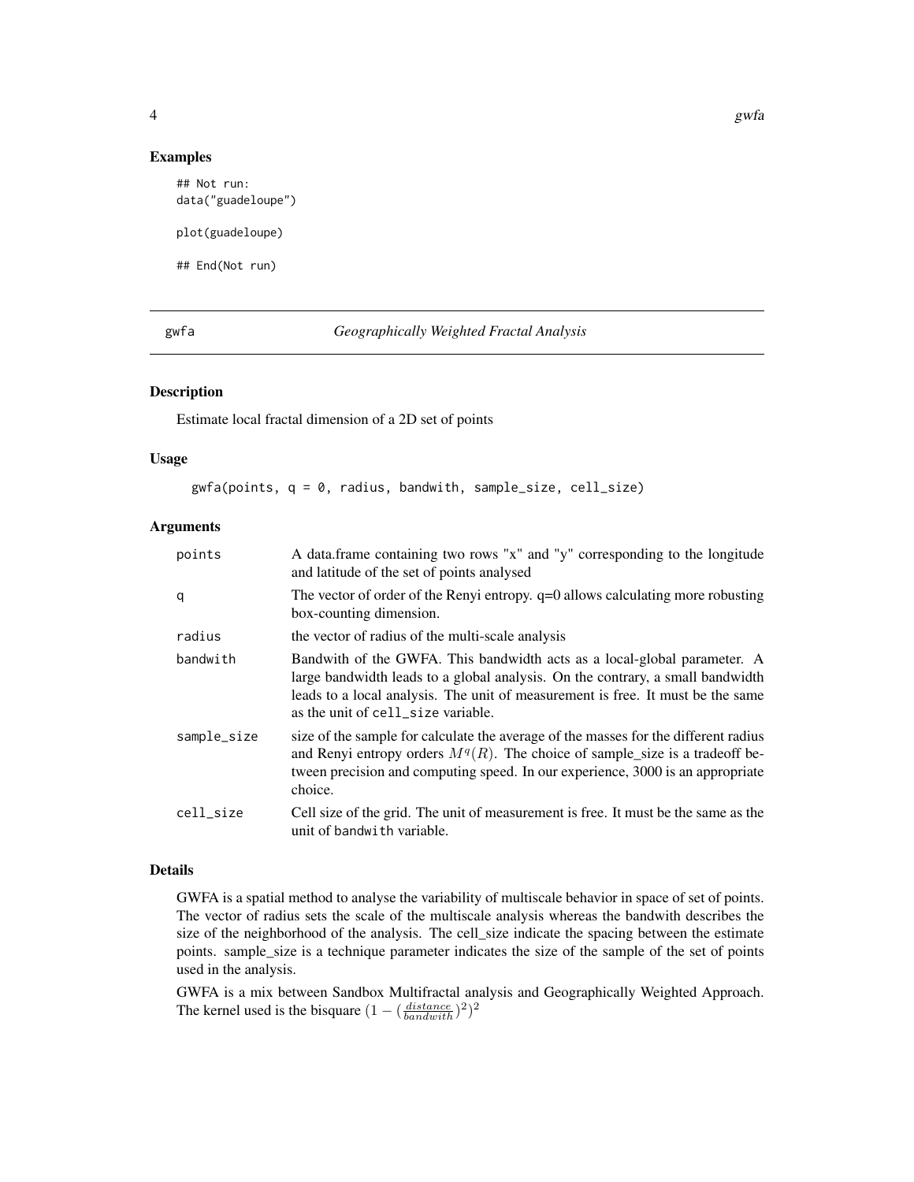## Examples

```
## Not run:
data("guadeloupe")

plot(guadeloupe)

## End(Not run)
```

## gwfa — *Geographically Weighted Fractal Analysis*

### Description

Estimate local fractal dimension of a 2D set of points

### Usage

```
gwfa(points, q = 0, radius, bandwith, sample_size, cell_size)
```

### Arguments

| Argument | Description |
| --- | --- |
| points | A data.frame containing two rows "x" and "y" corresponding to the longitude and latitude of the set of points analysed |
| q | The vector of order of the Renyi entropy. q=0 allows calculating more robusting box-counting dimension. |
| radius | the vector of radius of the multi-scale analysis |
| bandwith | Bandwith of the GWFA. This bandwidth acts as a local-global parameter. A large bandwidth leads to a global analysis. On the contrary, a small bandwidth leads to a local analysis. The unit of measurement is free. It must be the same as the unit of `cell_size` variable. |
| sample_size | size of the sample for calculate the average of the masses for the different radius and Renyi entropy orders $M^q(R)$. The choice of sample_size is a tradeoff between precision and computing speed. In our experience, 3000 is an appropriate choice. |
| cell_size | Cell size of the grid. The unit of measurement is free. It must be the same as the unit of `bandwith` variable. |

### Details

GWFA is a spatial method to analyse the variability of multiscale behavior in space of set of points. The vector of radius sets the scale of the multiscale analysis whereas the bandwith describes the size of the neighborhood of the analysis. The cell_size indicate the spacing between the estimate points. sample_size is a technique parameter indicates the size of the sample of the set of points used in the analysis.

GWFA is a mix between Sandbox Multifractal analysis and Geographically Weighted Approach. The kernel used is the bisquare $(1 - (\frac{distance}{bandwith})^2)^2$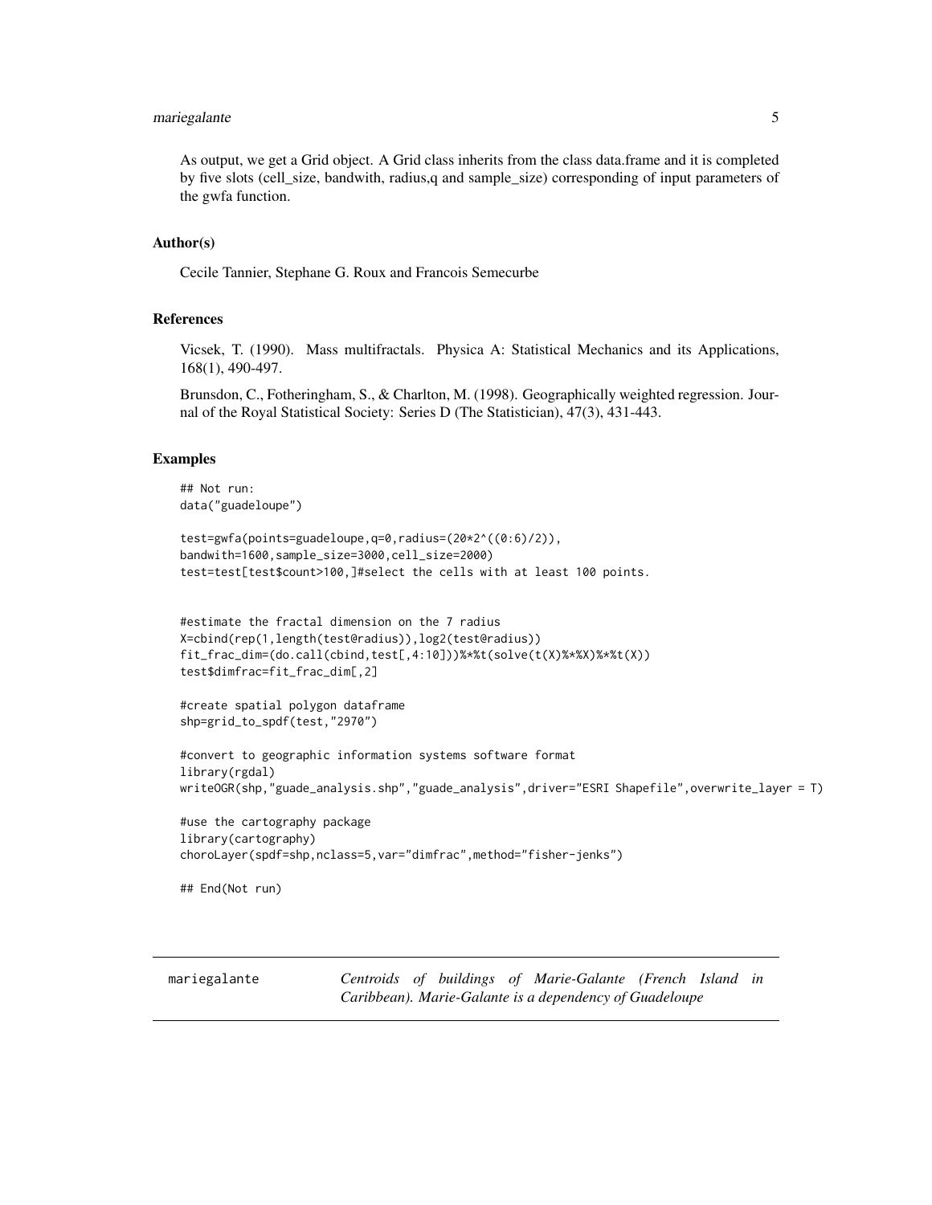As output, we get a Grid object. A Grid class inherits from the class data.frame and it is completed by five slots (cell_size, bandwith, radius,q and sample_size) corresponding of input parameters of the gwfa function.

### Author(s)

Cecile Tannier, Stephane G. Roux and Francois Semecurbe

### References

Vicsek, T. (1990). Mass multifractals. Physica A: Statistical Mechanics and its Applications, 168(1), 490-497.

Brunsdon, C., Fotheringham, S., & Charlton, M. (1998). Geographically weighted regression. Journal of the Royal Statistical Society: Series D (The Statistician), 47(3), 431-443.

### Examples

```
## Not run:
data("guadeloupe")

test=gwfa(points=guadeloupe,q=0,radius=(20*2^((0:6)/2)),
bandwith=1600,sample_size=3000,cell_size=2000)
test=test[test$count>100,]#select the cells with at least 100 points.


#estimate the fractal dimension on the 7 radius
X=cbind(rep(1,length(test@radius)),log2(test@radius))
fit_frac_dim=(do.call(cbind,test[,4:10]))%*%t(solve(t(X)%*%X)%*%t(X))
test$dimfrac=fit_frac_dim[,2]

#create spatial polygon dataframe
shp=grid_to_spdf(test,"2970")

#convert to geographic information systems software format
library(rgdal)
writeOGR(shp,"guade_analysis.shp","guade_analysis",driver="ESRI Shapefile",overwrite_layer = T)

#use the cartography package
library(cartography)
choroLayer(spdf=shp,nclass=5,var="dimfrac",method="fisher-jenks")

## End(Not run)
```

---

mariegalante &emsp; *Centroids of buildings of Marie-Galante (French Island in Caribbean). Marie-Galante is a dependency of Guadeloupe*

---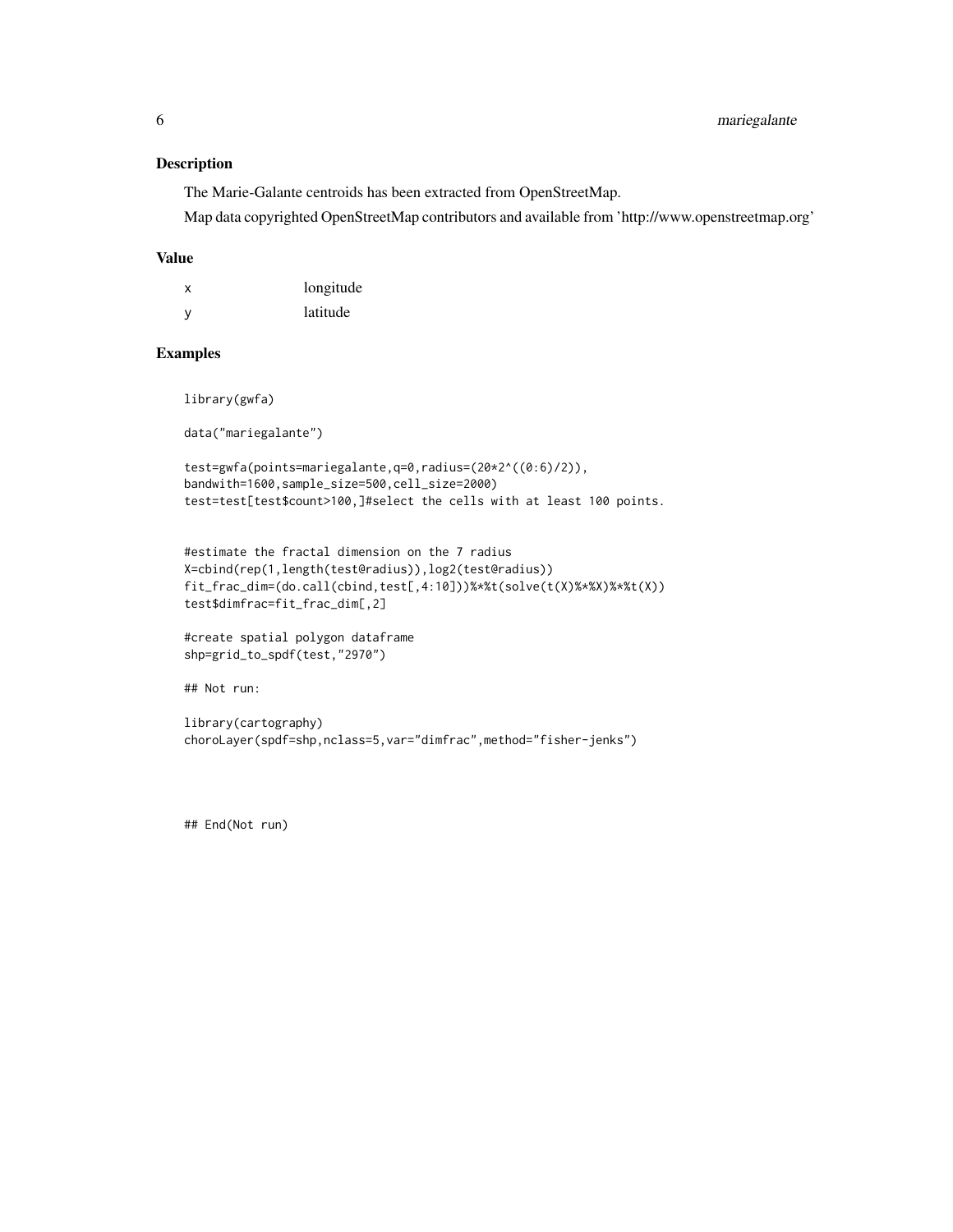## Description

The Marie-Galante centroids has been extracted from OpenStreetMap.

Map data copyrighted OpenStreetMap contributors and available from 'http://www.openstreetmap.org'

## Value

| | |
|---|---|
| x | longitude |
| y | latitude |

## Examples

```
library(gwfa)

data("mariegalante")

test=gwfa(points=mariegalante,q=0,radius=(20*2^((0:6)/2)),
bandwith=1600,sample_size=500,cell_size=2000)
test=test[test$count>100,]#select the cells with at least 100 points.


#estimate the fractal dimension on the 7 radius
X=cbind(rep(1,length(test@radius)),log2(test@radius))
fit_frac_dim=(do.call(cbind,test[,4:10]))%*%t(solve(t(X)%*%X)%*%t(X))
test$dimfrac=fit_frac_dim[,2]

#create spatial polygon dataframe
shp=grid_to_spdf(test,"2970")

## Not run:

library(cartography)
choroLayer(spdf=shp,nclass=5,var="dimfrac",method="fisher-jenks")




## End(Not run)
```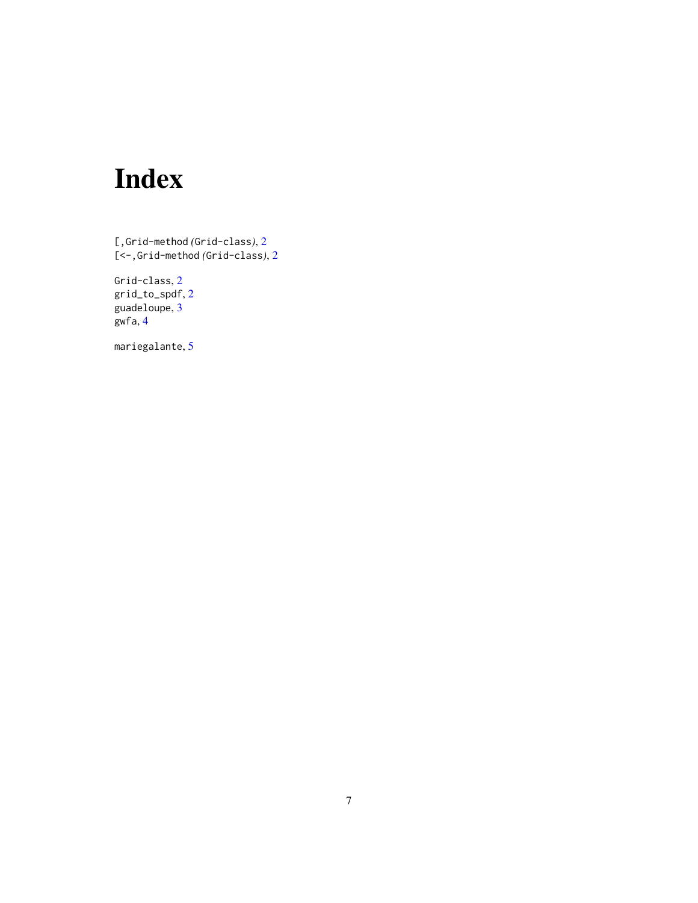# Index

[,Grid-method (Grid-class), 2
[<-,Grid-method (Grid-class), 2

Grid-class, 2
grid_to_spdf, 2
guadeloupe, 3
gwfa, 4

mariegalante, 5